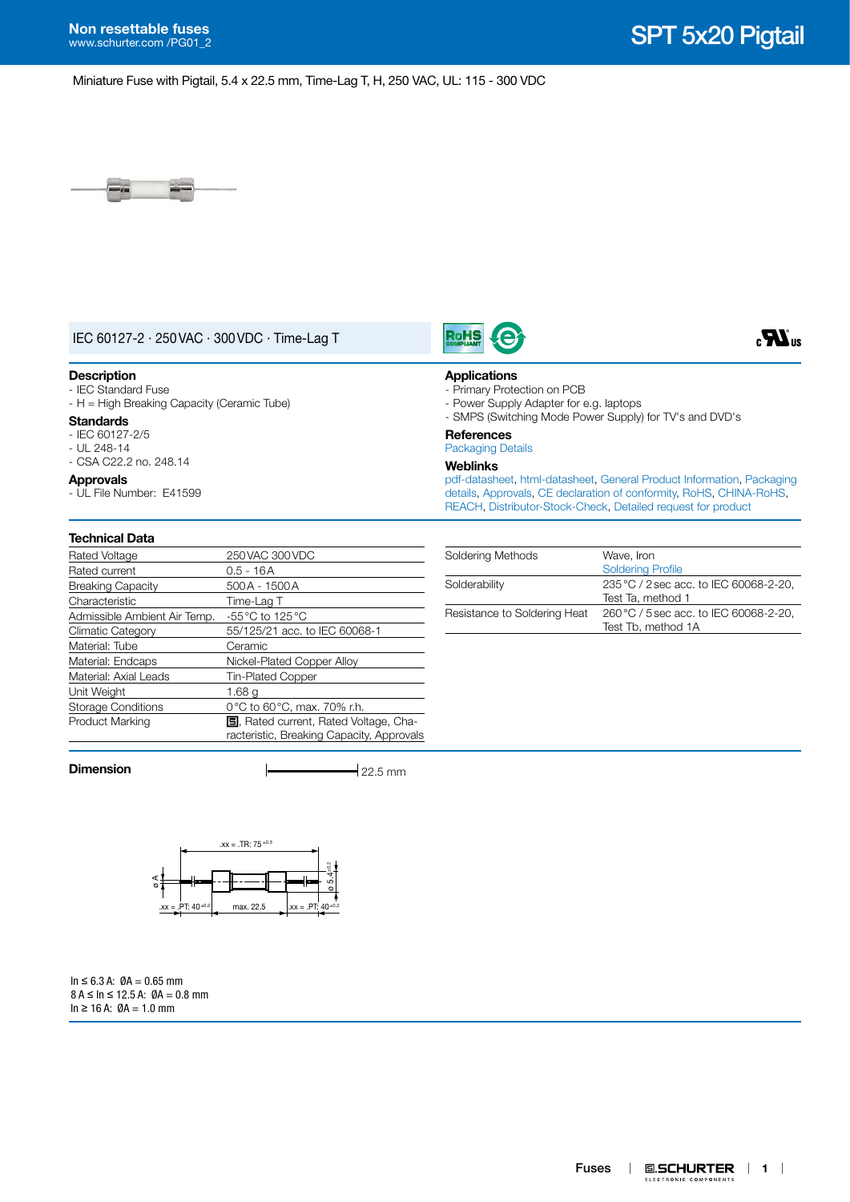# SPT 5x20 Pigtail

**Non resettable fuses**
www.schurter.com /PG01_2

Miniature Fuse with Pigtail, 5.4 x 22.5 mm, Time-Lag T, H, 250 VAC, UL: 115 - 300 VDC

IEC 60127-2 · 250 VAC · 300 VDC · Time-Lag T

## Description
- IEC Standard Fuse
- H = High Breaking Capacity (Ceramic Tube)

## Standards
- IEC 60127-2/5
- UL 248-14
- CSA C22.2 no. 248.14

## Approvals
- UL File Number: E41599

## Applications
- Primary Protection on PCB
- Power Supply Adapter for e.g. laptops
- SMPS (Switching Mode Power Supply) for TV's and DVD's

## References
Packaging Details

## Weblinks
pdf-datasheet, html-datasheet, General Product Information, Packaging details, Approvals, CE declaration of conformity, RoHS, CHINA-RoHS, REACH, Distributor-Stock-Check, Detailed request for product

## Technical Data

| | |
|---|---|
| Rated Voltage | 250 VAC 300 VDC |
| Rated current | 0.5 - 16 A |
| Breaking Capacity | 500 A - 1500 A |
| Characteristic | Time-Lag T |
| Admissible Ambient Air Temp. | -55 °C to 125 °C |
| Climatic Category | 55/125/21 acc. to IEC 60068-1 |
| Material: Tube | Ceramic |
| Material: Endcaps | Nickel-Plated Copper Alloy |
| Material: Axial Leads | Tin-Plated Copper |
| Unit Weight | 1.68 g |
| Storage Conditions | 0 °C to 60 °C, max. 70% r.h. |
| Product Marking | Logo, Rated current, Rated Voltage, Characteristic, Breaking Capacity, Approvals |

| | |
|---|---|
| Soldering Methods | Wave, Iron<br>Soldering Profile |
| Solderability | 235 °C / 2 sec acc. to IEC 60068-2-20, Test Ta, method 1 |
| Resistance to Soldering Heat | 260 °C / 5 sec acc. to IEC 60068-2-20, Test Tb, method 1A |

## Dimension

22.5 mm

.xx = .TR: 75 $^{\pm 0.3}$

ø A

ø 5.4 $^{\pm 0.2}$

.xx = .PT: 40 $^{\pm 0.2}$ | max. 22.5 | .xx = .PT: 40 $^{\pm 0.2}$

In ≤ 6.3 A: ØA = 0.65 mm
8 A ≤ In ≤ 12.5 A: ØA = 0.8 mm
In ≥ 16 A: ØA = 1.0 mm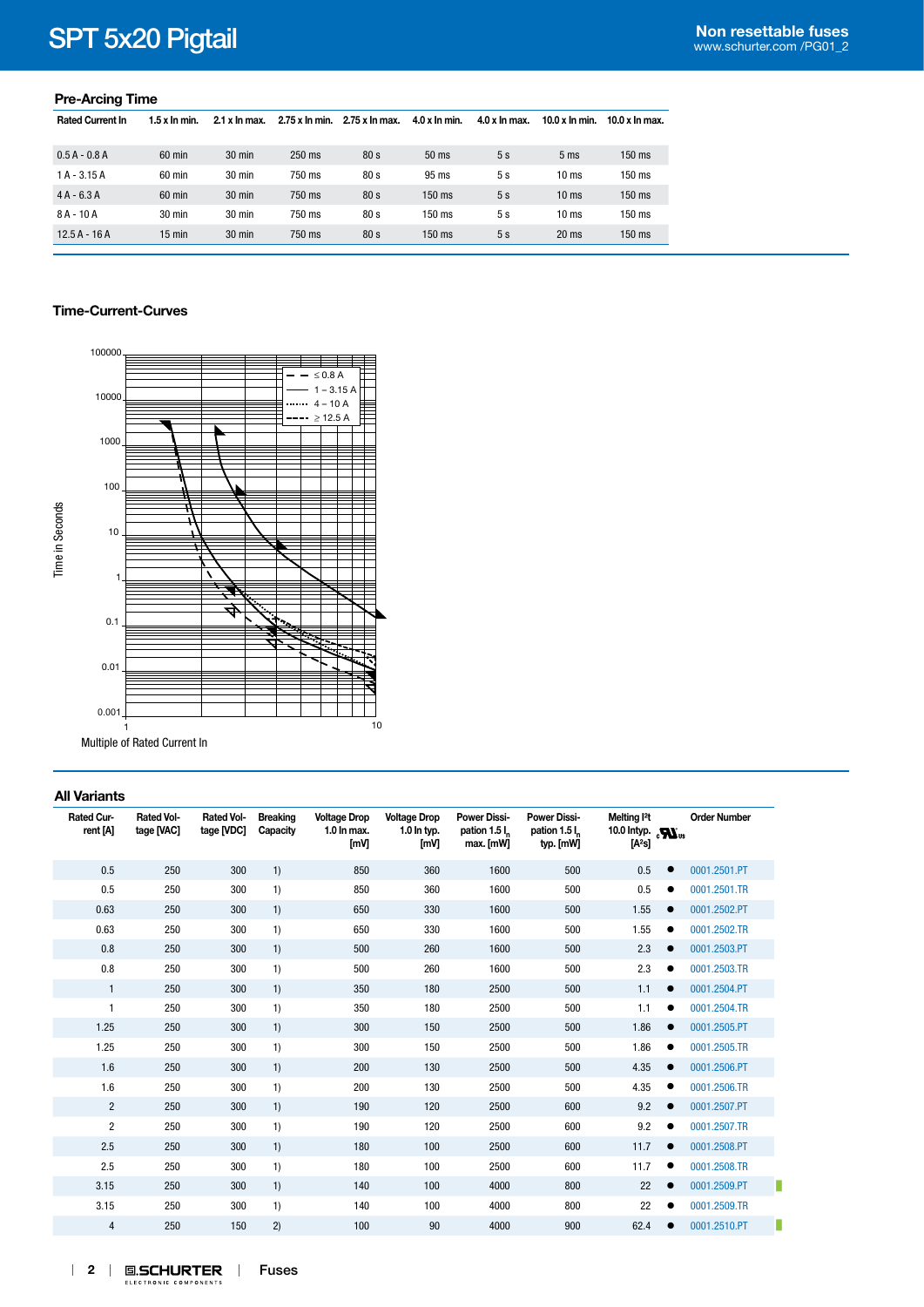## Pre-Arcing Time

| Rated Current In | 1.5 x In min. | 2.1 x In max. | 2.75 x In min. | 2.75 x In max. | 4.0 x In min. | 4.0 x In max. | 10.0 x In min. | 10.0 x In max. |
|---|---|---|---|---|---|---|---|---|
| 0.5 A - 0.8 A | 60 min | 30 min | 250 ms | 80 s | 50 ms | 5 s | 5 ms | 150 ms |
| 1 A - 3.15 A | 60 min | 30 min | 750 ms | 80 s | 95 ms | 5 s | 10 ms | 150 ms |
| 4 A - 6.3 A | 60 min | 30 min | 750 ms | 80 s | 150 ms | 5 s | 10 ms | 150 ms |
| 8 A - 10 A | 30 min | 30 min | 750 ms | 80 s | 150 ms | 5 s | 10 ms | 150 ms |
| 12.5 A - 16 A | 15 min | 30 min | 750 ms | 80 s | 150 ms | 5 s | 20 ms | 150 ms |

## Time-Current-Curves

Legend: ≤ 0.8 A; 1 – 3.15 A; 4 – 10 A; ≥ 12.5 A

Time in Seconds (0.001 – 100000)

Multiple of Rated Current In (1 – 10)

## All Variants

| Rated Current [A] | Rated Voltage [VAC] | Rated Voltage [VDC] | Breaking Capacity | Voltage Drop 1.0 In max. [mV] | Voltage Drop 1.0 In typ. [mV] | Power Dissipation 1.5 $I_n$ max. [mW] | Power Dissipation 1.5 $I_n$ typ. [mW] | Melting I²t 10.0 Intyp. [A²s] | cULus | Order Number |
|---|---|---|---|---|---|---|---|---|---|---|
| 0.5 | 250 | 300 | 1) | 850 | 360 | 1600 | 500 | 0.5 | ● | 0001.2501.PT |
| 0.5 | 250 | 300 | 1) | 850 | 360 | 1600 | 500 | 0.5 | ● | 0001.2501.TR |
| 0.63 | 250 | 300 | 1) | 650 | 330 | 1600 | 500 | 1.55 | ● | 0001.2502.PT |
| 0.63 | 250 | 300 | 1) | 650 | 330 | 1600 | 500 | 1.55 | ● | 0001.2502.TR |
| 0.8 | 250 | 300 | 1) | 500 | 260 | 1600 | 500 | 2.3 | ● | 0001.2503.PT |
| 0.8 | 250 | 300 | 1) | 500 | 260 | 1600 | 500 | 2.3 | ● | 0001.2503.TR |
| 1 | 250 | 300 | 1) | 350 | 180 | 2500 | 500 | 1.1 | ● | 0001.2504.PT |
| 1 | 250 | 300 | 1) | 350 | 180 | 2500 | 500 | 1.1 | ● | 0001.2504.TR |
| 1.25 | 250 | 300 | 1) | 300 | 150 | 2500 | 500 | 1.86 | ● | 0001.2505.PT |
| 1.25 | 250 | 300 | 1) | 300 | 150 | 2500 | 500 | 1.86 | ● | 0001.2505.TR |
| 1.6 | 250 | 300 | 1) | 200 | 130 | 2500 | 500 | 4.35 | ● | 0001.2506.PT |
| 1.6 | 250 | 300 | 1) | 200 | 130 | 2500 | 500 | 4.35 | ● | 0001.2506.TR |
| 2 | 250 | 300 | 1) | 190 | 120 | 2500 | 600 | 9.2 | ● | 0001.2507.PT |
| 2 | 250 | 300 | 1) | 190 | 120 | 2500 | 600 | 9.2 | ● | 0001.2507.TR |
| 2.5 | 250 | 300 | 1) | 180 | 100 | 2500 | 600 | 11.7 | ● | 0001.2508.PT |
| 2.5 | 250 | 300 | 1) | 180 | 100 | 2500 | 600 | 11.7 | ● | 0001.2508.TR |
| 3.15 | 250 | 300 | 1) | 140 | 100 | 4000 | 800 | 22 | ● | 0001.2509.PT |
| 3.15 | 250 | 300 | 1) | 140 | 100 | 4000 | 800 | 22 | ● | 0001.2509.TR |
| 4 | 250 | 150 | 2) | 100 | 90 | 4000 | 900 | 62.4 | ● | 0001.2510.PT |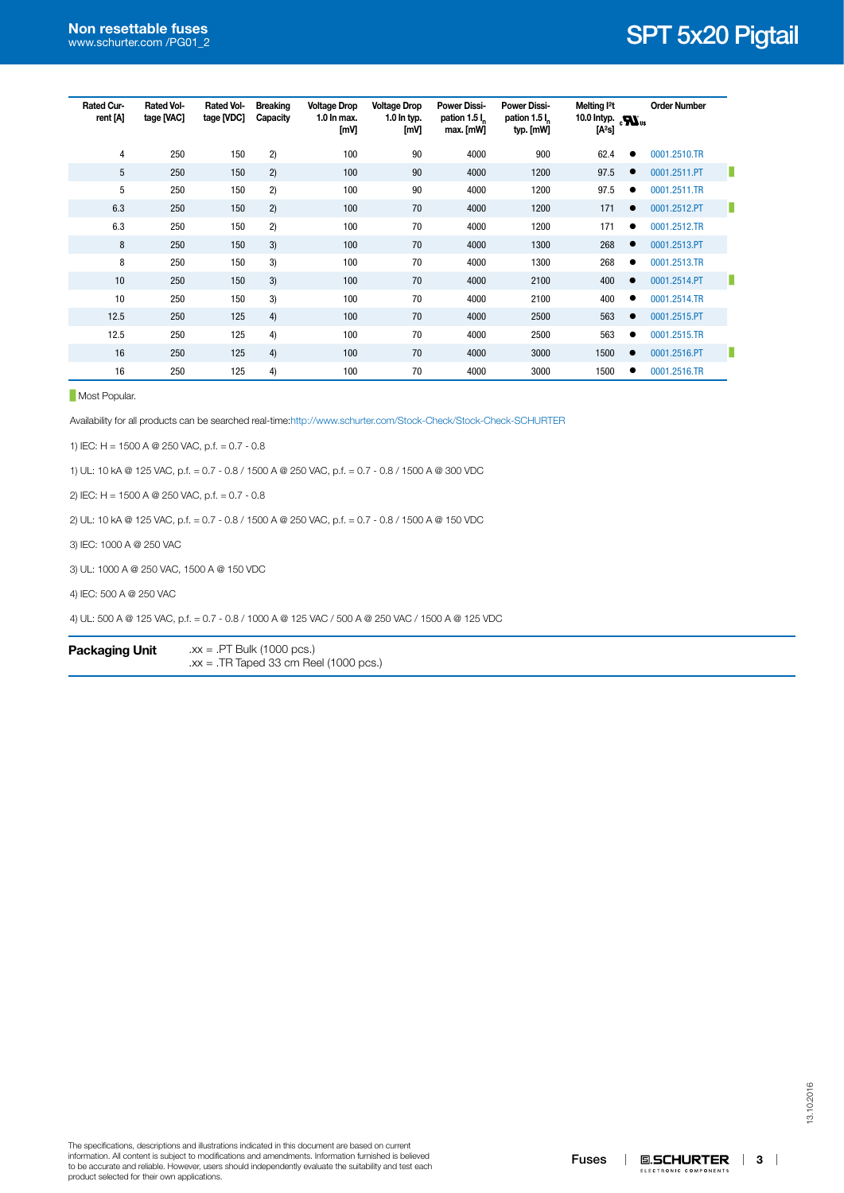| Rated Current [A] | Rated Voltage [VAC] | Rated Voltage [VDC] | Breaking Capacity | Voltage Drop 1.0 In max. [mV] | Voltage Drop 1.0 In typ. [mV] | Power Dissipation 1.5 $I_n$ max. [mW] | Power Dissipation 1.5 $I_n$ typ. [mW] | Melting I²t 10.0 Intyp. [A²s] | cULus | Order Number | |
|---|---|---|---|---|---|---|---|---|---|---|---|
| 4 | 250 | 150 | 2) | 100 | 90 | 4000 | 900 | 62.4 | ● | 0001.2510.TR | |
| 5 | 250 | 150 | 2) | 100 | 90 | 4000 | 1200 | 97.5 | ● | 0001.2511.PT | ▮ |
| 5 | 250 | 150 | 2) | 100 | 90 | 4000 | 1200 | 97.5 | ● | 0001.2511.TR | |
| 6.3 | 250 | 150 | 2) | 100 | 70 | 4000 | 1200 | 171 | ● | 0001.2512.PT | ▮ |
| 6.3 | 250 | 150 | 2) | 100 | 70 | 4000 | 1200 | 171 | ● | 0001.2512.TR | |
| 8 | 250 | 150 | 3) | 100 | 70 | 4000 | 1300 | 268 | ● | 0001.2513.PT | |
| 8 | 250 | 150 | 3) | 100 | 70 | 4000 | 1300 | 268 | ● | 0001.2513.TR | |
| 10 | 250 | 150 | 3) | 100 | 70 | 4000 | 2100 | 400 | ● | 0001.2514.PT | ▮ |
| 10 | 250 | 150 | 3) | 100 | 70 | 4000 | 2100 | 400 | ● | 0001.2514.TR | |
| 12.5 | 250 | 125 | 4) | 100 | 70 | 4000 | 2500 | 563 | ● | 0001.2515.PT | |
| 12.5 | 250 | 125 | 4) | 100 | 70 | 4000 | 2500 | 563 | ● | 0001.2515.TR | |
| 16 | 250 | 125 | 4) | 100 | 70 | 4000 | 3000 | 1500 | ● | 0001.2516.PT | ▮ |
| 16 | 250 | 125 | 4) | 100 | 70 | 4000 | 3000 | 1500 | ● | 0001.2516.TR | |

▮ Most Popular.

Availability for all products can be searched real-time:http://www.schurter.com/Stock-Check/Stock-Check-SCHURTER

1) IEC: H = 1500 A @ 250 VAC, p.f. = 0.7 - 0.8

1) UL: 10 kA @ 125 VAC, p.f. = 0.7 - 0.8 / 1500 A @ 250 VAC, p.f. = 0.7 - 0.8 / 1500 A @ 300 VDC

2) IEC: H = 1500 A @ 250 VAC, p.f. = 0.7 - 0.8

2) UL: 10 kA @ 125 VAC, p.f. = 0.7 - 0.8 / 1500 A @ 250 VAC, p.f. = 0.7 - 0.8 / 1500 A @ 150 VDC

3) IEC: 1000 A @ 250 VAC

3) UL: 1000 A @ 250 VAC, 1500 A @ 150 VDC

4) IEC: 500 A @ 250 VAC

4) UL: 500 A @ 125 VAC, p.f. = 0.7 - 0.8 / 1000 A @ 125 VAC / 500 A @ 250 VAC / 1500 A @ 125 VDC

**Packaging Unit**

.xx = .PT Bulk (1000 pcs.)
.xx = .TR Taped 33 cm Reel (1000 pcs.)

The specifications, descriptions and illustrations indicated in this document are based on current information. All content is subject to modifications and amendments. Information furnished is believed to be accurate and reliable. However, users should independently evaluate the suitability and test each product selected for their own applications.